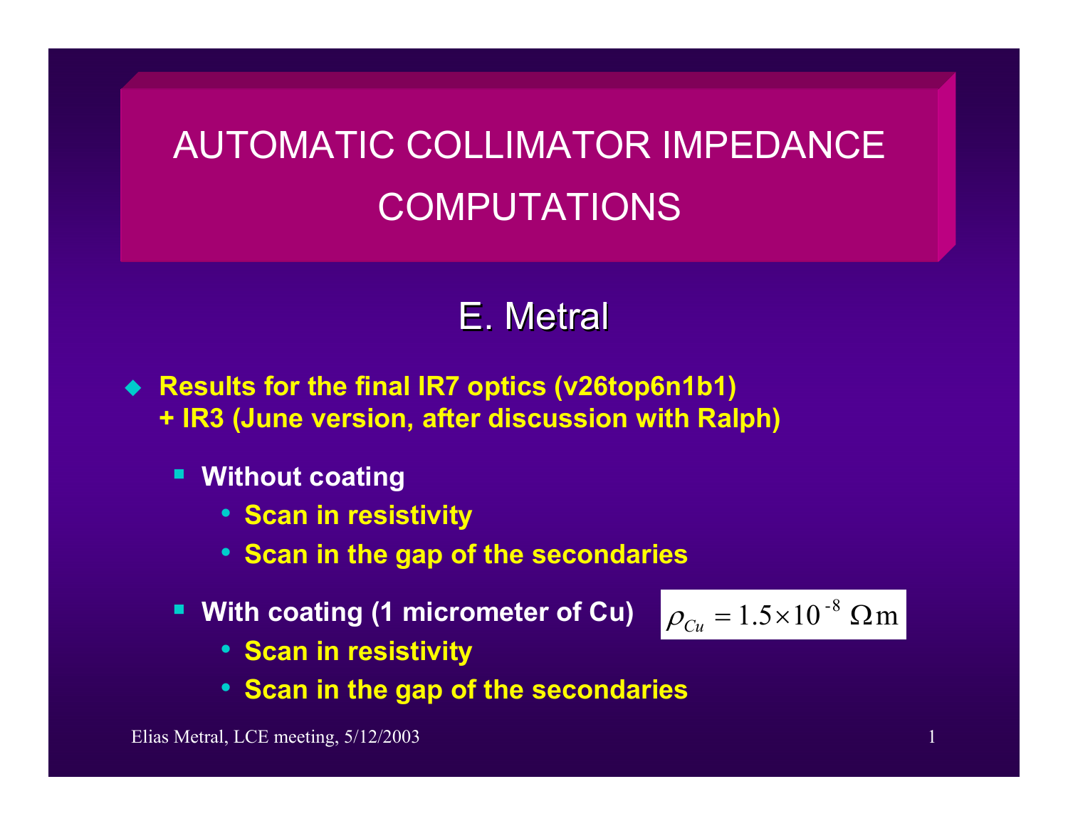# AUTOMATIC COLLIMATOR IMPEDANCE COMPUTATIONS

## E. Metral

- **Results for the final IR7 optics (v26top6n1b1) + IR3 (June version, after discussion with Ralph)**
  - **Without coating**
    - **Scan in resistivity**
    - **Scan in the gap of the secondaries**
  - **With coating (1 micrometer of Cu)** $\rho_{Cu} = 1.5 \times 10^{-8} \ \Omega \mathrm{m}$
    - **Scan in resistivity**
    - **Scan in the gap of the secondaries**

Elias Metral, LCE meeting, 5/12/2003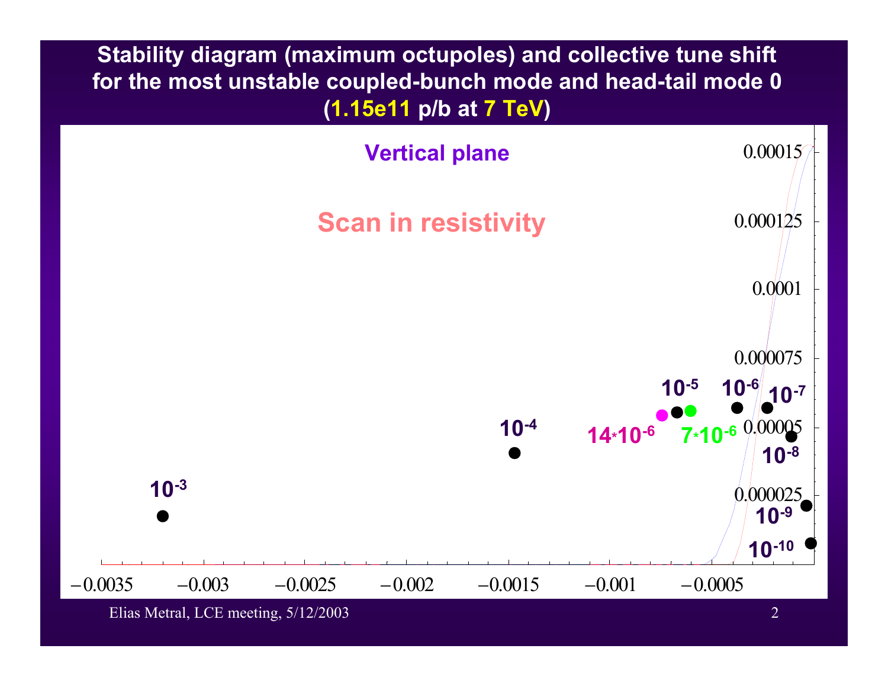# Stability diagram (maximum octupoles) and collective tune shift for the most unstable coupled-bunch mode and head-tail mode 0 (1.15e11 p/b at 7 TeV)

Vertical plane

Scan in resistivity

$10^{-3}$, $10^{-4}$, $14*10^{-6}$, $10^{-5}$, $7*10^{-6}$, $10^{-6}$, $10^{-7}$, $10^{-8}$, $10^{-9}$, $10^{-10}$

Elias Metral, LCE meeting, 5/12/2003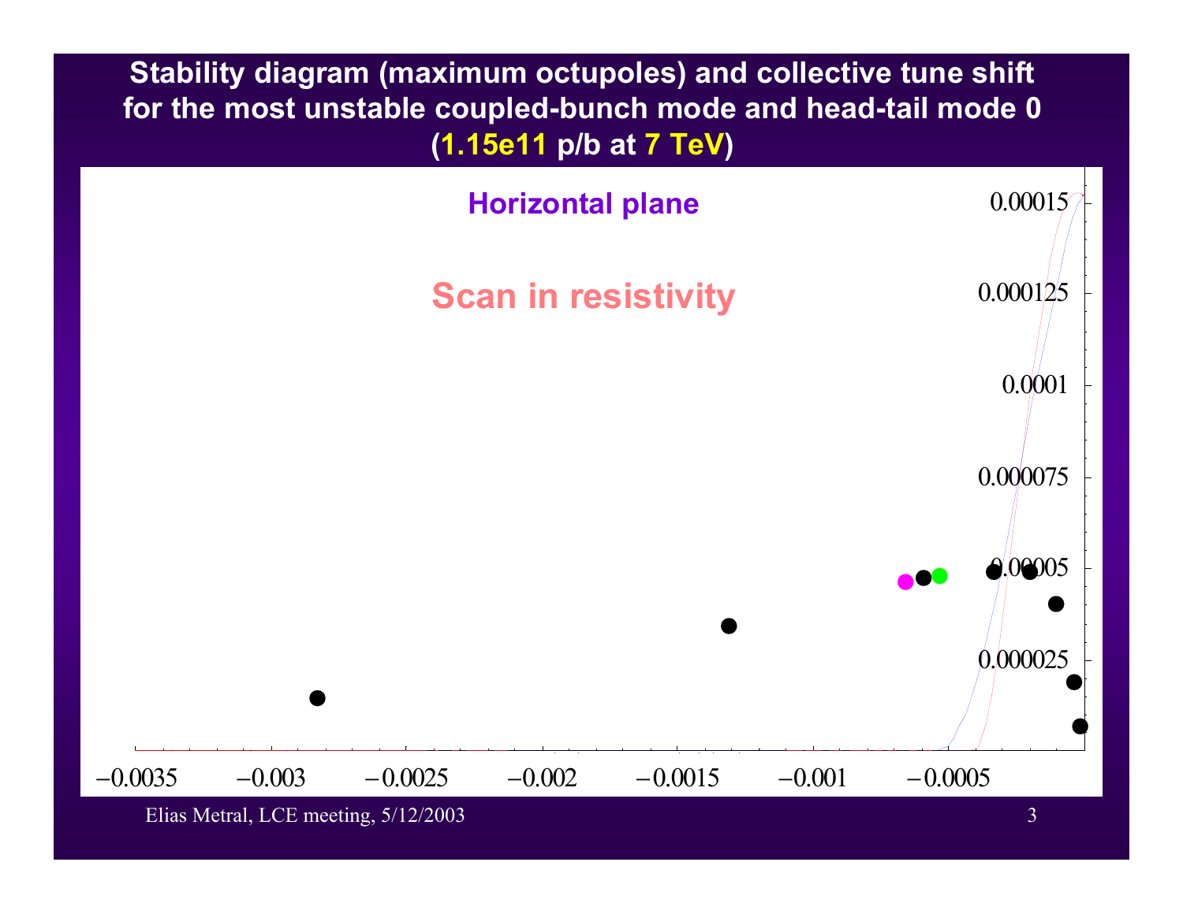# Stability diagram (maximum octupoles) and collective tune shift for the most unstable coupled-bunch mode and head-tail mode 0 (1.15e11 p/b at 7 TeV)

**Horizontal plane**

**Scan in resistivity**

0.00015

0.000125

0.0001

0.000075

0.00005

0.000025

−0.0035 −0.003 −0.0025 −0.002 −0.0015 −0.001 −0.0005

Elias Metral, LCE meeting, 5/12/2003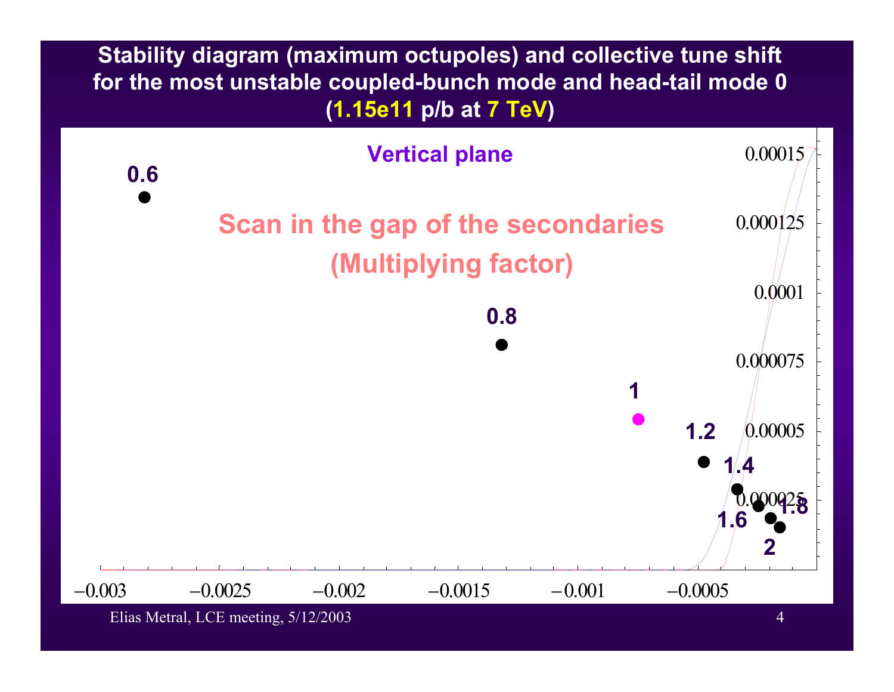# Stability diagram (maximum octupoles) and collective tune shift for the most unstable coupled-bunch mode and head-tail mode 0 (1.15e11 p/b at 7 TeV)

**Vertical plane**

**Scan in the gap of the secondaries (Multiplying factor)**

Data point labels: 0.6, 0.8, 1, 1.2, 1.4, 1.6, 1.8, 2

Vertical axis: 0.000025, 0.00005, 0.000075, 0.0001, 0.000125, 0.00015

Horizontal axis: −0.003, −0.0025, −0.002, −0.0015, −0.001, −0.0005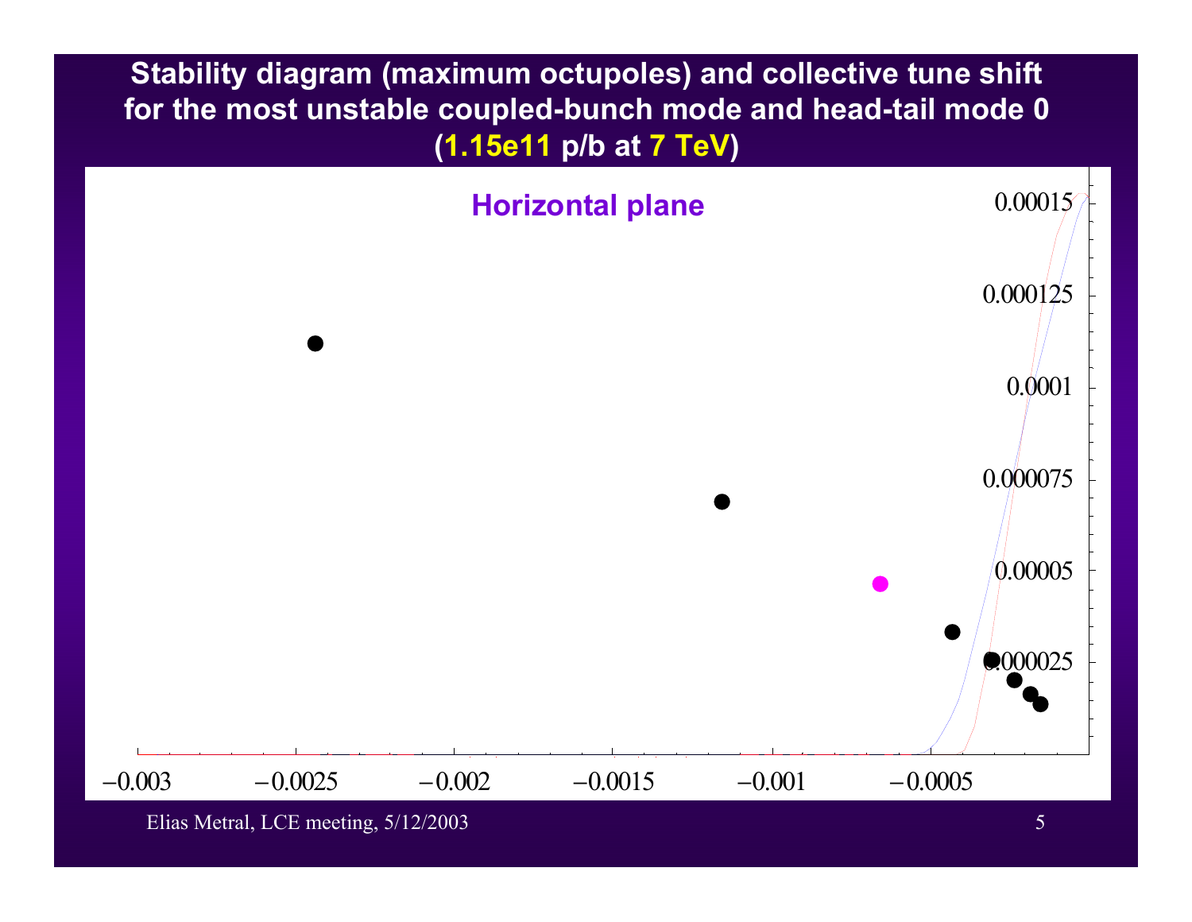# Stability diagram (maximum octupoles) and collective tune shift for the most unstable coupled-bunch mode and head-tail mode 0 (1.15e11 p/b at 7 TeV)

Horizontal plane

0.00015

0.000125

0.0001

0.000075

0.00005

0.000025

−0.003 −0.0025 −0.002 −0.0015 −0.001 −0.0005

Elias Metral, LCE meeting, 5/12/2003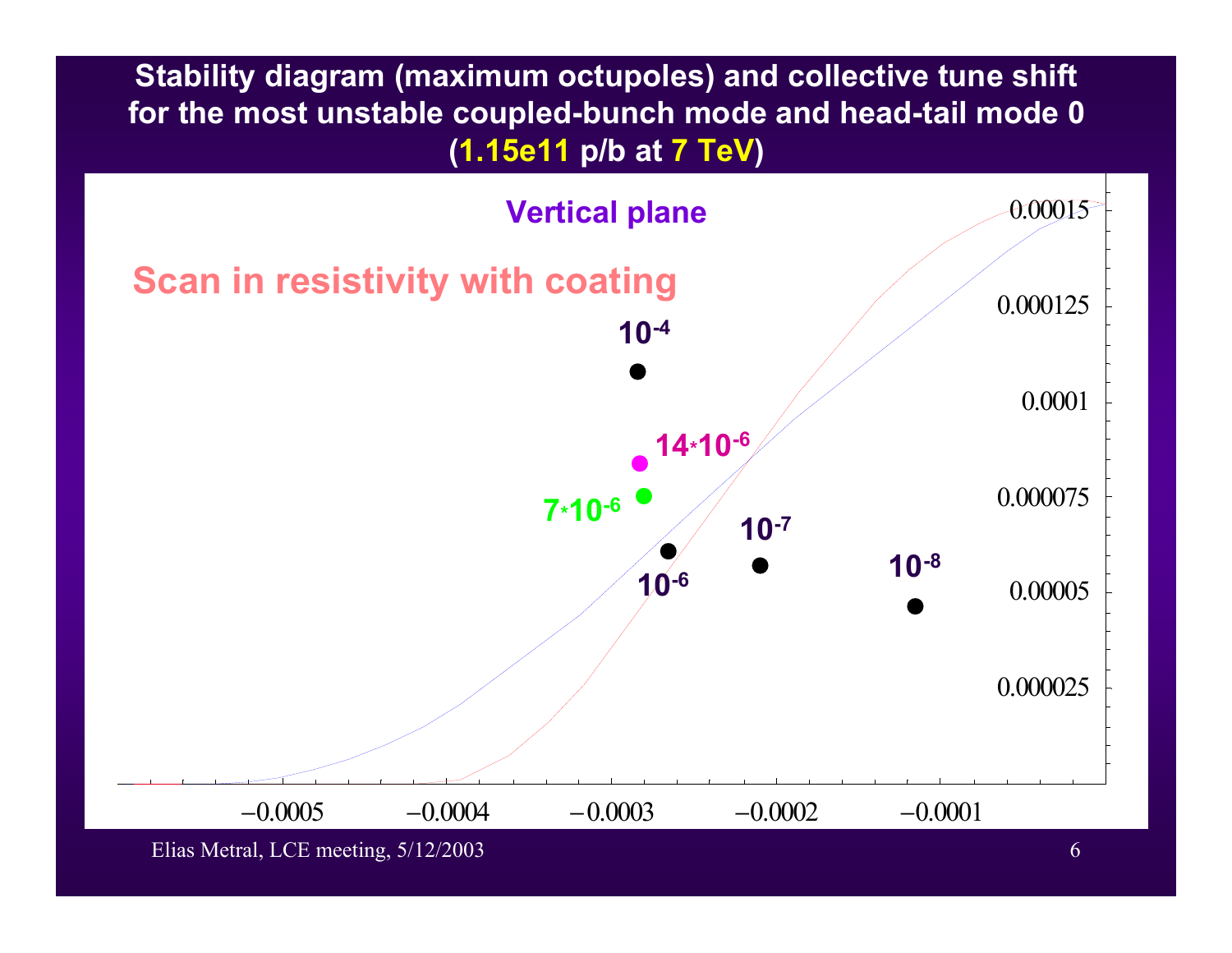# Stability diagram (maximum octupoles) and collective tune shift for the most unstable coupled-bunch mode and head-tail mode 0 (1.15e11 p/b at 7 TeV)

**Vertical plane**

**Scan in resistivity with coating**

Data point labels: $10^{-4}$, $14*10^{-6}$, $7*10^{-6}$, $10^{-6}$, $10^{-7}$, $10^{-8}$

Vertical axis: 0.000025, 0.00005, 0.000075, 0.0001, 0.000125, 0.00015

Horizontal axis: −0.0005, −0.0004, −0.0003, −0.0002, −0.0001

Elias Metral, LCE meeting, 5/12/2003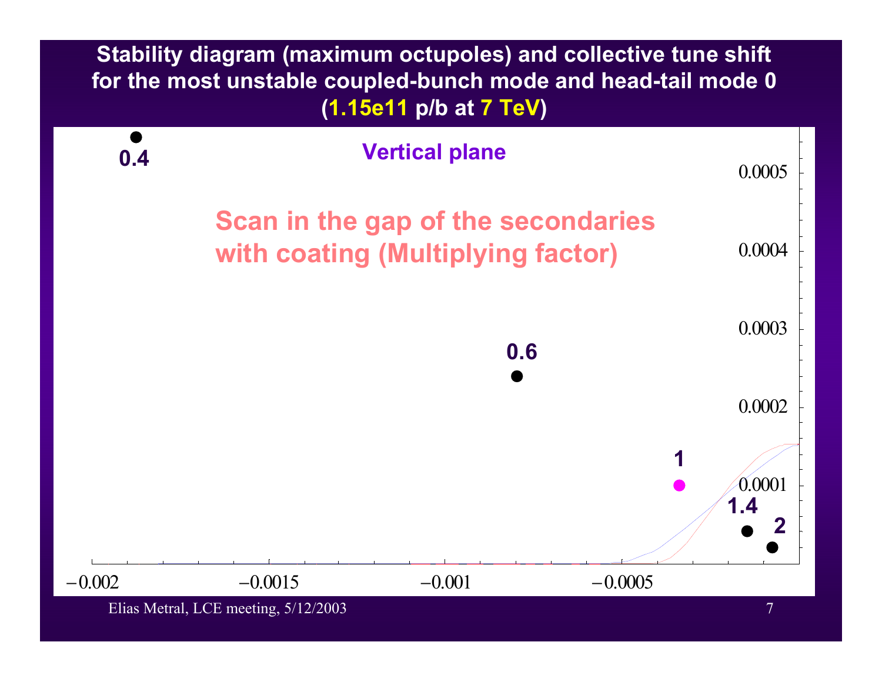# Stability diagram (maximum octupoles) and collective tune shift for the most unstable coupled-bunch mode and head-tail mode 0 (1.15e11 p/b at 7 TeV)

Vertical plane

Scan in the gap of the secondaries with coating (Multiplying factor)

0.4

0.6

1

1.4

2

0.0005

0.0004

0.0003

0.0002

0.0001

−0.002

−0.0015

−0.001

−0.0005

Elias Metral, LCE meeting, 5/12/2003